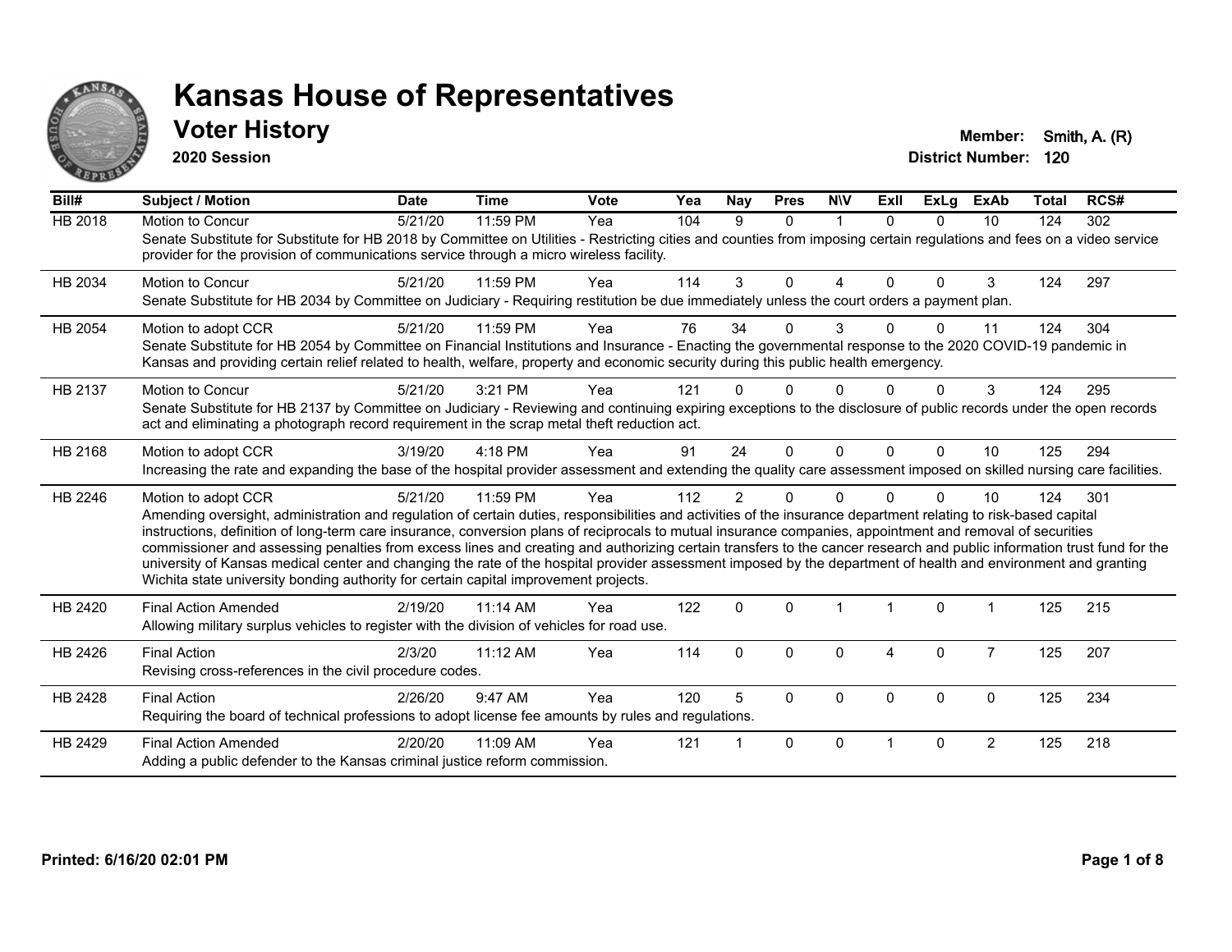# Kansas House of Representatives

## Voter History

**2020 Session**

**Member:** Smith, A. (R)
**District Number:** 120

| Bill# | Subject / Motion | Date | Time | Vote | Yea | Nay | Pres | N\V | ExII | ExLg | ExAb | Total | RCS# |
|---|---|---|---|---|---|---|---|---|---|---|---|---|---|
| HB 2018 | Motion to Concur | 5/21/20 | 11:59 PM | Yea | 104 | 9 | 0 | 1 | 0 | 0 | 10 | 124 | 302 |
| | Senate Substitute for Substitute for HB 2018 by Committee on Utilities - Restricting cities and counties from imposing certain regulations and fees on a video service provider for the provision of communications service through a micro wireless facility. | | | | | | | | | | | | |
| HB 2034 | Motion to Concur | 5/21/20 | 11:59 PM | Yea | 114 | 3 | 0 | 4 | 0 | 0 | 3 | 124 | 297 |
| | Senate Substitute for HB 2034 by Committee on Judiciary - Requiring restitution be due immediately unless the court orders a payment plan. | | | | | | | | | | | | |
| HB 2054 | Motion to adopt CCR | 5/21/20 | 11:59 PM | Yea | 76 | 34 | 0 | 3 | 0 | 0 | 11 | 124 | 304 |
| | Senate Substitute for HB 2054 by Committee on Financial Institutions and Insurance - Enacting the governmental response to the 2020 COVID-19 pandemic in Kansas and providing certain relief related to health, welfare, property and economic security during this public health emergency. | | | | | | | | | | | | |
| HB 2137 | Motion to Concur | 5/21/20 | 3:21 PM | Yea | 121 | 0 | 0 | 0 | 0 | 0 | 3 | 124 | 295 |
| | Senate Substitute for HB 2137 by Committee on Judiciary - Reviewing and continuing expiring exceptions to the disclosure of public records under the open records act and eliminating a photograph record requirement in the scrap metal theft reduction act. | | | | | | | | | | | | |
| HB 2168 | Motion to adopt CCR | 3/19/20 | 4:18 PM | Yea | 91 | 24 | 0 | 0 | 0 | 0 | 10 | 125 | 294 |
| | Increasing the rate and expanding the base of the hospital provider assessment and extending the quality care assessment imposed on skilled nursing care facilities. | | | | | | | | | | | | |
| HB 2246 | Motion to adopt CCR | 5/21/20 | 11:59 PM | Yea | 112 | 2 | 0 | 0 | 0 | 0 | 10 | 124 | 301 |
| | Amending oversight, administration and regulation of certain duties, responsibilities and activities of the insurance department relating to risk-based capital instructions, definition of long-term care insurance, conversion plans of reciprocals to mutual insurance companies, appointment and removal of securities commissioner and assessing penalties from excess lines and creating and authorizing certain transfers to the cancer research and public information trust fund for the university of Kansas medical center and changing the rate of the hospital provider assessment imposed by the department of health and environment and granting Wichita state university bonding authority for certain capital improvement projects. | | | | | | | | | | | | |
| HB 2420 | Final Action Amended | 2/19/20 | 11:14 AM | Yea | 122 | 0 | 0 | 1 | 1 | 0 | 1 | 125 | 215 |
| | Allowing military surplus vehicles to register with the division of vehicles for road use. | | | | | | | | | | | | |
| HB 2426 | Final Action | 2/3/20 | 11:12 AM | Yea | 114 | 0 | 0 | 0 | 4 | 0 | 7 | 125 | 207 |
| | Revising cross-references in the civil procedure codes. | | | | | | | | | | | | |
| HB 2428 | Final Action | 2/26/20 | 9:47 AM | Yea | 120 | 5 | 0 | 0 | 0 | 0 | 0 | 125 | 234 |
| | Requiring the board of technical professions to adopt license fee amounts by rules and regulations. | | | | | | | | | | | | |
| HB 2429 | Final Action Amended | 2/20/20 | 11:09 AM | Yea | 121 | 1 | 0 | 0 | 1 | 0 | 2 | 125 | 218 |
| | Adding a public defender to the Kansas criminal justice reform commission. | | | | | | | | | | | | |

**Printed: 6/16/20 02:01 PM**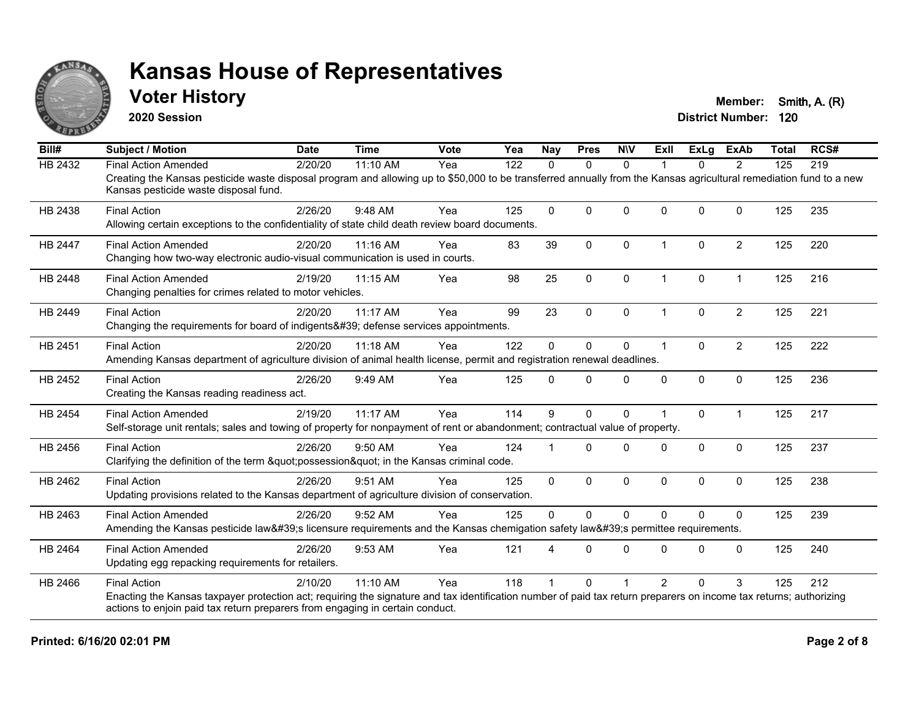# Kansas House of Representatives

## Voter History

**2020 Session**

**Member:** Smith, A. (R)
**District Number:** 120

| Bill# | Subject / Motion | Date | Time | Vote | Yea | Nay | Pres | N\V | ExII | ExLg | ExAb | Total | RCS# |
|---|---|---|---|---|---|---|---|---|---|---|---|---|---|
| HB 2432 | Final Action Amended | 2/20/20 | 11:10 AM | Yea | 122 | 0 | 0 | 0 | 1 | 0 | 2 | 125 | 219 |
| | Creating the Kansas pesticide waste disposal program and allowing up to $50,000 to be transferred annually from the Kansas agricultural remediation fund to a new Kansas pesticide waste disposal fund. | | | | | | | | | | | | |
| HB 2438 | Final Action | 2/26/20 | 9:48 AM | Yea | 125 | 0 | 0 | 0 | 0 | 0 | 0 | 125 | 235 |
| | Allowing certain exceptions to the confidentiality of state child death review board documents. | | | | | | | | | | | | |
| HB 2447 | Final Action Amended | 2/20/20 | 11:16 AM | Yea | 83 | 39 | 0 | 0 | 1 | 0 | 2 | 125 | 220 |
| | Changing how two-way electronic audio-visual communication is used in courts. | | | | | | | | | | | | |
| HB 2448 | Final Action Amended | 2/19/20 | 11:15 AM | Yea | 98 | 25 | 0 | 0 | 1 | 0 | 1 | 125 | 216 |
| | Changing penalties for crimes related to motor vehicles. | | | | | | | | | | | | |
| HB 2449 | Final Action | 2/20/20 | 11:17 AM | Yea | 99 | 23 | 0 | 0 | 1 | 0 | 2 | 125 | 221 |
| | Changing the requirements for board of indigents&#39; defense services appointments. | | | | | | | | | | | | |
| HB 2451 | Final Action | 2/20/20 | 11:18 AM | Yea | 122 | 0 | 0 | 0 | 1 | 0 | 2 | 125 | 222 |
| | Amending Kansas department of agriculture division of animal health license, permit and registration renewal deadlines. | | | | | | | | | | | | |
| HB 2452 | Final Action | 2/26/20 | 9:49 AM | Yea | 125 | 0 | 0 | 0 | 0 | 0 | 0 | 125 | 236 |
| | Creating the Kansas reading readiness act. | | | | | | | | | | | | |
| HB 2454 | Final Action Amended | 2/19/20 | 11:17 AM | Yea | 114 | 9 | 0 | 0 | 1 | 0 | 1 | 125 | 217 |
| | Self-storage unit rentals; sales and towing of property for nonpayment of rent or abandonment; contractual value of property. | | | | | | | | | | | | |
| HB 2456 | Final Action | 2/26/20 | 9:50 AM | Yea | 124 | 1 | 0 | 0 | 0 | 0 | 0 | 125 | 237 |
| | Clarifying the definition of the term &quot;possession&quot; in the Kansas criminal code. | | | | | | | | | | | | |
| HB 2462 | Final Action | 2/26/20 | 9:51 AM | Yea | 125 | 0 | 0 | 0 | 0 | 0 | 0 | 125 | 238 |
| | Updating provisions related to the Kansas department of agriculture division of conservation. | | | | | | | | | | | | |
| HB 2463 | Final Action Amended | 2/26/20 | 9:52 AM | Yea | 125 | 0 | 0 | 0 | 0 | 0 | 0 | 125 | 239 |
| | Amending the Kansas pesticide law&#39;s licensure requirements and the Kansas chemigation safety law&#39;s permittee requirements. | | | | | | | | | | | | |
| HB 2464 | Final Action Amended | 2/26/20 | 9:53 AM | Yea | 121 | 4 | 0 | 0 | 0 | 0 | 0 | 125 | 240 |
| | Updating egg repacking requirements for retailers. | | | | | | | | | | | | |
| HB 2466 | Final Action | 2/10/20 | 11:10 AM | Yea | 118 | 1 | 0 | 1 | 2 | 0 | 3 | 125 | 212 |
| | Enacting the Kansas taxpayer protection act; requiring the signature and tax identification number of paid tax return preparers on income tax returns; authorizing actions to enjoin paid tax return preparers from engaging in certain conduct. | | | | | | | | | | | | |

**Printed: 6/16/20 02:01 PM**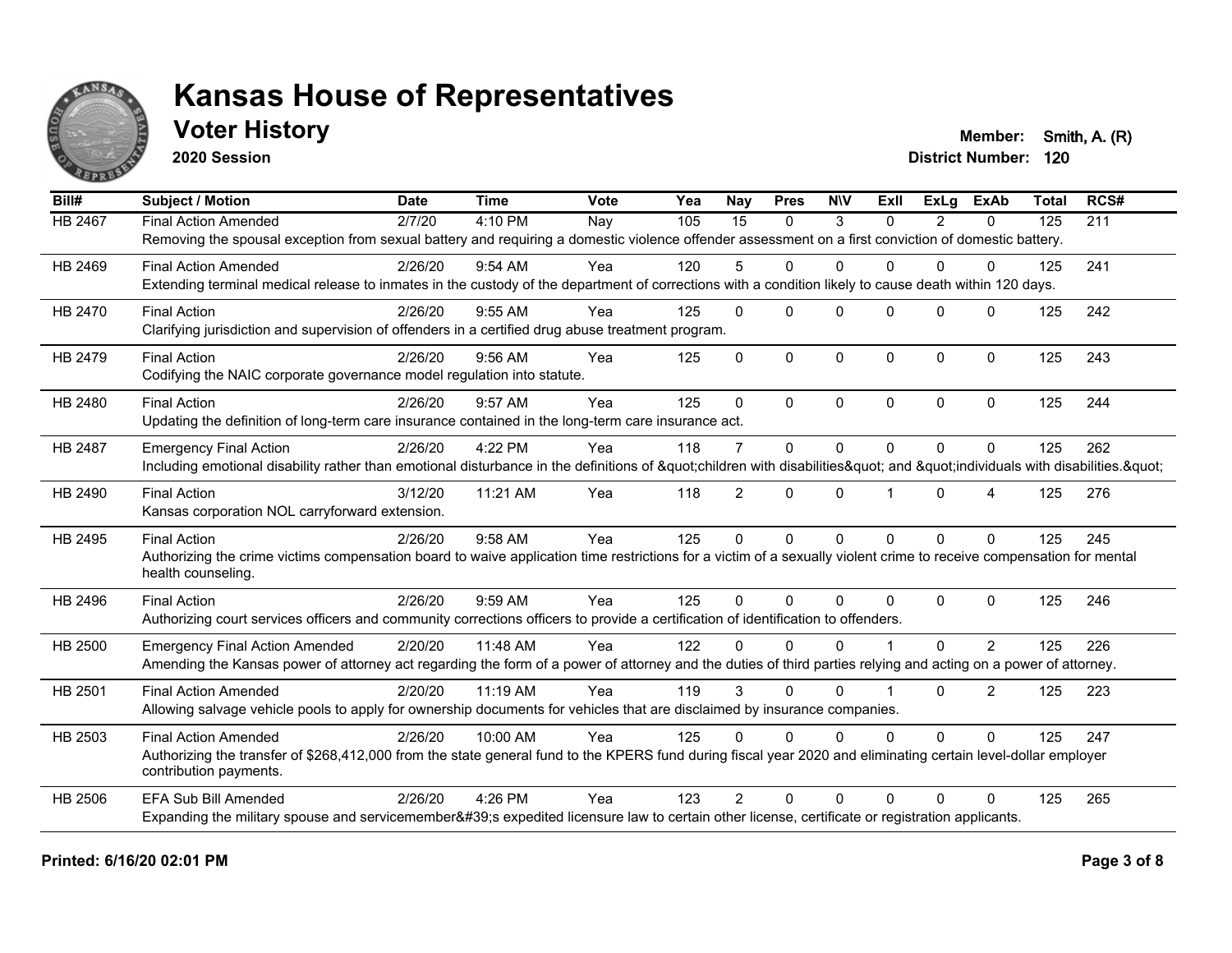# Kansas House of Representatives

## Voter History

**2020 Session**

**Member:** Smith, A. (R)
**District Number:** 120

| Bill# | Subject / Motion | Date | Time | Vote | Yea | Nay | Pres | N\V | ExII | ExLg | ExAb | Total | RCS# |
|---|---|---|---|---|---|---|---|---|---|---|---|---|---|
| HB 2467 | Final Action Amended | 2/7/20 | 4:10 PM | Nay | 105 | 15 | 0 | 3 | 0 | 2 | 0 | 125 | 211 |
| | Removing the spousal exception from sexual battery and requiring a domestic violence offender assessment on a first conviction of domestic battery. | | | | | | | | | | | | |
| HB 2469 | Final Action Amended | 2/26/20 | 9:54 AM | Yea | 120 | 5 | 0 | 0 | 0 | 0 | 0 | 125 | 241 |
| | Extending terminal medical release to inmates in the custody of the department of corrections with a condition likely to cause death within 120 days. | | | | | | | | | | | | |
| HB 2470 | Final Action | 2/26/20 | 9:55 AM | Yea | 125 | 0 | 0 | 0 | 0 | 0 | 0 | 125 | 242 |
| | Clarifying jurisdiction and supervision of offenders in a certified drug abuse treatment program. | | | | | | | | | | | | |
| HB 2479 | Final Action | 2/26/20 | 9:56 AM | Yea | 125 | 0 | 0 | 0 | 0 | 0 | 0 | 125 | 243 |
| | Codifying the NAIC corporate governance model regulation into statute. | | | | | | | | | | | | |
| HB 2480 | Final Action | 2/26/20 | 9:57 AM | Yea | 125 | 0 | 0 | 0 | 0 | 0 | 0 | 125 | 244 |
| | Updating the definition of long-term care insurance contained in the long-term care insurance act. | | | | | | | | | | | | |
| HB 2487 | Emergency Final Action | 2/26/20 | 4:22 PM | Yea | 118 | 7 | 0 | 0 | 0 | 0 | 0 | 125 | 262 |
| | Including emotional disability rather than emotional disturbance in the definitions of &quot;children with disabilities&quot; and &quot;individuals with disabilities.&quot; | | | | | | | | | | | | |
| HB 2490 | Final Action | 3/12/20 | 11:21 AM | Yea | 118 | 2 | 0 | 0 | 1 | 0 | 4 | 125 | 276 |
| | Kansas corporation NOL carryforward extension. | | | | | | | | | | | | |
| HB 2495 | Final Action | 2/26/20 | 9:58 AM | Yea | 125 | 0 | 0 | 0 | 0 | 0 | 0 | 125 | 245 |
| | Authorizing the crime victims compensation board to waive application time restrictions for a victim of a sexually violent crime to receive compensation for mental health counseling. | | | | | | | | | | | | |
| HB 2496 | Final Action | 2/26/20 | 9:59 AM | Yea | 125 | 0 | 0 | 0 | 0 | 0 | 0 | 125 | 246 |
| | Authorizing court services officers and community corrections officers to provide a certification of identification to offenders. | | | | | | | | | | | | |
| HB 2500 | Emergency Final Action Amended | 2/20/20 | 11:48 AM | Yea | 122 | 0 | 0 | 0 | 1 | 0 | 2 | 125 | 226 |
| | Amending the Kansas power of attorney act regarding the form of a power of attorney and the duties of third parties relying and acting on a power of attorney. | | | | | | | | | | | | |
| HB 2501 | Final Action Amended | 2/20/20 | 11:19 AM | Yea | 119 | 3 | 0 | 0 | 1 | 0 | 2 | 125 | 223 |
| | Allowing salvage vehicle pools to apply for ownership documents for vehicles that are disclaimed by insurance companies. | | | | | | | | | | | | |
| HB 2503 | Final Action Amended | 2/26/20 | 10:00 AM | Yea | 125 | 0 | 0 | 0 | 0 | 0 | 0 | 125 | 247 |
| | Authorizing the transfer of $268,412,000 from the state general fund to the KPERS fund during fiscal year 2020 and eliminating certain level-dollar employer contribution payments. | | | | | | | | | | | | |
| HB 2506 | EFA Sub Bill Amended | 2/26/20 | 4:26 PM | Yea | 123 | 2 | 0 | 0 | 0 | 0 | 0 | 125 | 265 |
| | Expanding the military spouse and servicemember&#39;s expedited licensure law to certain other license, certificate or registration applicants. | | | | | | | | | | | | |

**Printed: 6/16/20 02:01 PM**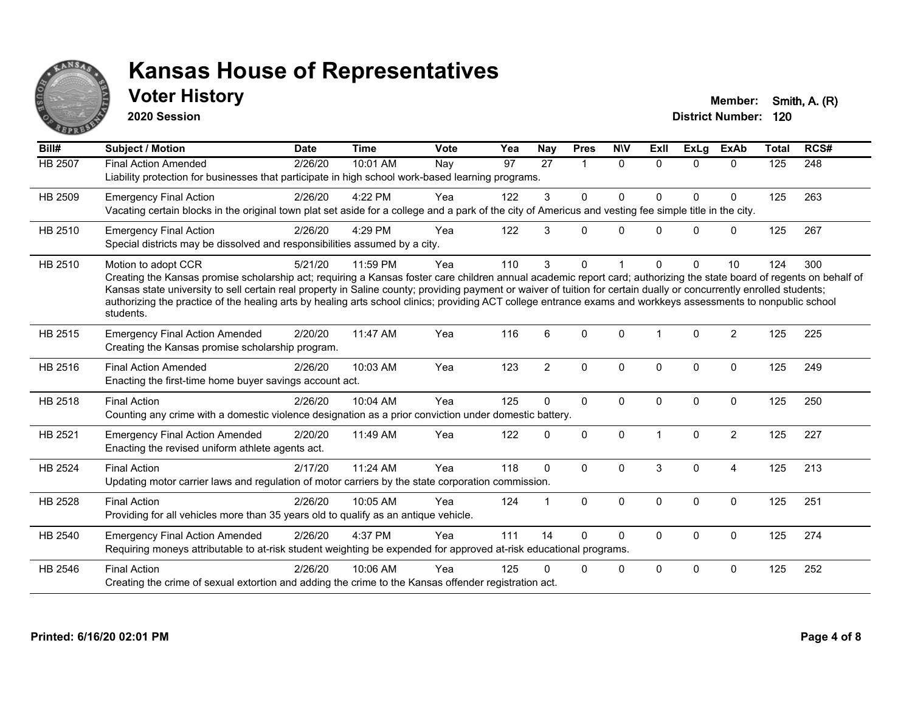# Kansas House of Representatives

## Voter History

**2020 Session**

**Member:** Smith, A. (R)
**District Number:** 120

| Bill# | Subject / Motion | Date | Time | Vote | Yea | Nay | Pres | N\V | ExII | ExLg | ExAb | Total | RCS# |
|---|---|---|---|---|---|---|---|---|---|---|---|---|---|
| HB 2507 | Final Action Amended | 2/26/20 | 10:01 AM | Nay | 97 | 27 | 1 | 0 | 0 | 0 | 0 | 125 | 248 |
| | Liability protection for businesses that participate in high school work-based learning programs. | | | | | | | | | | | | |
| HB 2509 | Emergency Final Action | 2/26/20 | 4:22 PM | Yea | 122 | 3 | 0 | 0 | 0 | 0 | 0 | 125 | 263 |
| | Vacating certain blocks in the original town plat set aside for a college and a park of the city of Americus and vesting fee simple title in the city. | | | | | | | | | | | | |
| HB 2510 | Emergency Final Action | 2/26/20 | 4:29 PM | Yea | 122 | 3 | 0 | 0 | 0 | 0 | 0 | 125 | 267 |
| | Special districts may be dissolved and responsibilities assumed by a city. | | | | | | | | | | | | |
| HB 2510 | Motion to adopt CCR | 5/21/20 | 11:59 PM | Yea | 110 | 3 | 0 | 1 | 0 | 0 | 10 | 124 | 300 |
| | Creating the Kansas promise scholarship act; requiring a Kansas foster care children annual academic report card; authorizing the state board of regents on behalf of Kansas state university to sell certain real property in Saline county; providing payment or waiver of tuition for certain dually or concurrently enrolled students; authorizing the practice of the healing arts by healing arts school clinics; providing ACT college entrance exams and workkeys assessments to nonpublic school students. | | | | | | | | | | | | |
| HB 2515 | Emergency Final Action Amended | 2/20/20 | 11:47 AM | Yea | 116 | 6 | 0 | 0 | 1 | 0 | 2 | 125 | 225 |
| | Creating the Kansas promise scholarship program. | | | | | | | | | | | | |
| HB 2516 | Final Action Amended | 2/26/20 | 10:03 AM | Yea | 123 | 2 | 0 | 0 | 0 | 0 | 0 | 125 | 249 |
| | Enacting the first-time home buyer savings account act. | | | | | | | | | | | | |
| HB 2518 | Final Action | 2/26/20 | 10:04 AM | Yea | 125 | 0 | 0 | 0 | 0 | 0 | 0 | 125 | 250 |
| | Counting any crime with a domestic violence designation as a prior conviction under domestic battery. | | | | | | | | | | | | |
| HB 2521 | Emergency Final Action Amended | 2/20/20 | 11:49 AM | Yea | 122 | 0 | 0 | 0 | 1 | 0 | 2 | 125 | 227 |
| | Enacting the revised uniform athlete agents act. | | | | | | | | | | | | |
| HB 2524 | Final Action | 2/17/20 | 11:24 AM | Yea | 118 | 0 | 0 | 0 | 3 | 0 | 4 | 125 | 213 |
| | Updating motor carrier laws and regulation of motor carriers by the state corporation commission. | | | | | | | | | | | | |
| HB 2528 | Final Action | 2/26/20 | 10:05 AM | Yea | 124 | 1 | 0 | 0 | 0 | 0 | 0 | 125 | 251 |
| | Providing for all vehicles more than 35 years old to qualify as an antique vehicle. | | | | | | | | | | | | |
| HB 2540 | Emergency Final Action Amended | 2/26/20 | 4:37 PM | Yea | 111 | 14 | 0 | 0 | 0 | 0 | 0 | 125 | 274 |
| | Requiring moneys attributable to at-risk student weighting be expended for approved at-risk educational programs. | | | | | | | | | | | | |
| HB 2546 | Final Action | 2/26/20 | 10:06 AM | Yea | 125 | 0 | 0 | 0 | 0 | 0 | 0 | 125 | 252 |
| | Creating the crime of sexual extortion and adding the crime to the Kansas offender registration act. | | | | | | | | | | | | |

**Printed: 6/16/20 02:01 PM**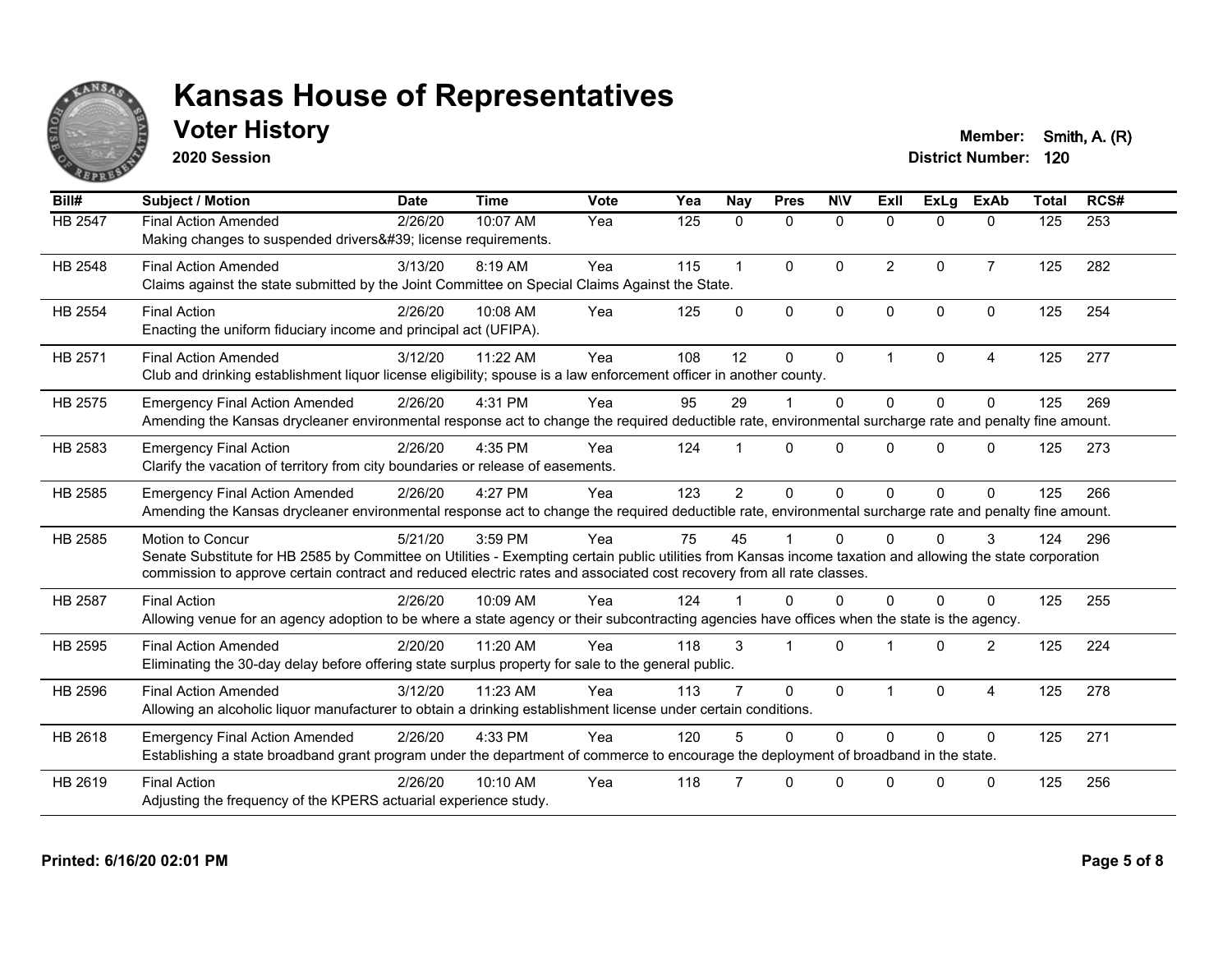# Kansas House of Representatives

## Voter History

**2020 Session**

**Member:** Smith, A. (R)
**District Number:** 120

| Bill# | Subject / Motion | Date | Time | Vote | Yea | Nay | Pres | N\V | ExII | ExLg | ExAb | Total | RCS# |
|---|---|---|---|---|---|---|---|---|---|---|---|---|---|
| HB 2547 | Final Action Amended<br>Making changes to suspended drivers&#39; license requirements. | 2/26/20 | 10:07 AM | Yea | 125 | 0 | 0 | 0 | 0 | 0 | 0 | 125 | 253 |
| HB 2548 | Final Action Amended<br>Claims against the state submitted by the Joint Committee on Special Claims Against the State. | 3/13/20 | 8:19 AM | Yea | 115 | 1 | 0 | 0 | 2 | 0 | 7 | 125 | 282 |
| HB 2554 | Final Action<br>Enacting the uniform fiduciary income and principal act (UFIPA). | 2/26/20 | 10:08 AM | Yea | 125 | 0 | 0 | 0 | 0 | 0 | 0 | 125 | 254 |
| HB 2571 | Final Action Amended<br>Club and drinking establishment liquor license eligibility; spouse is a law enforcement officer in another county. | 3/12/20 | 11:22 AM | Yea | 108 | 12 | 0 | 0 | 1 | 0 | 4 | 125 | 277 |
| HB 2575 | Emergency Final Action Amended<br>Amending the Kansas drycleaner environmental response act to change the required deductible rate, environmental surcharge rate and penalty fine amount. | 2/26/20 | 4:31 PM | Yea | 95 | 29 | 1 | 0 | 0 | 0 | 0 | 125 | 269 |
| HB 2583 | Emergency Final Action<br>Clarify the vacation of territory from city boundaries or release of easements. | 2/26/20 | 4:35 PM | Yea | 124 | 1 | 0 | 0 | 0 | 0 | 0 | 125 | 273 |
| HB 2585 | Emergency Final Action Amended<br>Amending the Kansas drycleaner environmental response act to change the required deductible rate, environmental surcharge rate and penalty fine amount. | 2/26/20 | 4:27 PM | Yea | 123 | 2 | 0 | 0 | 0 | 0 | 0 | 125 | 266 |
| HB 2585 | Motion to Concur<br>Senate Substitute for HB 2585 by Committee on Utilities - Exempting certain public utilities from Kansas income taxation and allowing the state corporation commission to approve certain contract and reduced electric rates and associated cost recovery from all rate classes. | 5/21/20 | 3:59 PM | Yea | 75 | 45 | 1 | 0 | 0 | 0 | 3 | 124 | 296 |
| HB 2587 | Final Action<br>Allowing venue for an agency adoption to be where a state agency or their subcontracting agencies have offices when the state is the agency. | 2/26/20 | 10:09 AM | Yea | 124 | 1 | 0 | 0 | 0 | 0 | 0 | 125 | 255 |
| HB 2595 | Final Action Amended<br>Eliminating the 30-day delay before offering state surplus property for sale to the general public. | 2/20/20 | 11:20 AM | Yea | 118 | 3 | 1 | 0 | 1 | 0 | 2 | 125 | 224 |
| HB 2596 | Final Action Amended<br>Allowing an alcoholic liquor manufacturer to obtain a drinking establishment license under certain conditions. | 3/12/20 | 11:23 AM | Yea | 113 | 7 | 0 | 0 | 1 | 0 | 4 | 125 | 278 |
| HB 2618 | Emergency Final Action Amended<br>Establishing a state broadband grant program under the department of commerce to encourage the deployment of broadband in the state. | 2/26/20 | 4:33 PM | Yea | 120 | 5 | 0 | 0 | 0 | 0 | 0 | 125 | 271 |
| HB 2619 | Final Action<br>Adjusting the frequency of the KPERS actuarial experience study. | 2/26/20 | 10:10 AM | Yea | 118 | 7 | 0 | 0 | 0 | 0 | 0 | 125 | 256 |

Printed: 6/16/20 02:01 PM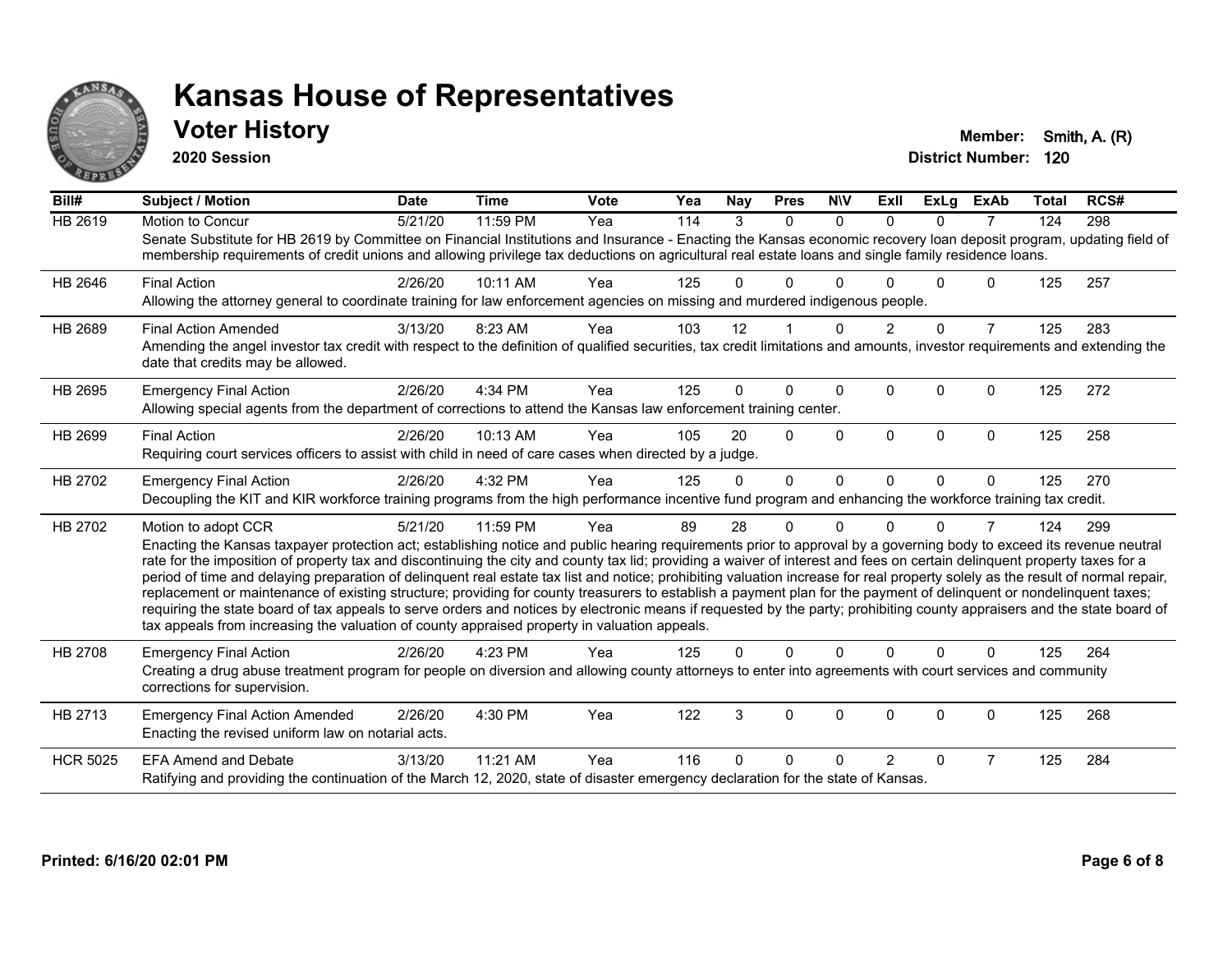# Kansas House of Representatives

## Voter History

**2020 Session**

**Member:** Smith, A. (R)
**District Number:** 120

| Bill# | Subject / Motion | Date | Time | Vote | Yea | Nay | Pres | N\V | ExII | ExLg | ExAb | Total | RCS# |
|---|---|---|---|---|---|---|---|---|---|---|---|---|---|
| HB 2619 | Motion to Concur | 5/21/20 | 11:59 PM | Yea | 114 | 3 | 0 | 0 | 0 | 0 | 7 | 124 | 298 |
| | Senate Substitute for HB 2619 by Committee on Financial Institutions and Insurance - Enacting the Kansas economic recovery loan deposit program, updating field of membership requirements of credit unions and allowing privilege tax deductions on agricultural real estate loans and single family residence loans. | | | | | | | | | | | | |
| HB 2646 | Final Action | 2/26/20 | 10:11 AM | Yea | 125 | 0 | 0 | 0 | 0 | 0 | 0 | 125 | 257 |
| | Allowing the attorney general to coordinate training for law enforcement agencies on missing and murdered indigenous people. | | | | | | | | | | | | |
| HB 2689 | Final Action Amended | 3/13/20 | 8:23 AM | Yea | 103 | 12 | 1 | 0 | 2 | 0 | 7 | 125 | 283 |
| | Amending the angel investor tax credit with respect to the definition of qualified securities, tax credit limitations and amounts, investor requirements and extending the date that credits may be allowed. | | | | | | | | | | | | |
| HB 2695 | Emergency Final Action | 2/26/20 | 4:34 PM | Yea | 125 | 0 | 0 | 0 | 0 | 0 | 0 | 125 | 272 |
| | Allowing special agents from the department of corrections to attend the Kansas law enforcement training center. | | | | | | | | | | | | |
| HB 2699 | Final Action | 2/26/20 | 10:13 AM | Yea | 105 | 20 | 0 | 0 | 0 | 0 | 0 | 125 | 258 |
| | Requiring court services officers to assist with child in need of care cases when directed by a judge. | | | | | | | | | | | | |
| HB 2702 | Emergency Final Action | 2/26/20 | 4:32 PM | Yea | 125 | 0 | 0 | 0 | 0 | 0 | 0 | 125 | 270 |
| | Decoupling the KIT and KIR workforce training programs from the high performance incentive fund program and enhancing the workforce training tax credit. | | | | | | | | | | | | |
| HB 2702 | Motion to adopt CCR | 5/21/20 | 11:59 PM | Yea | 89 | 28 | 0 | 0 | 0 | 0 | 7 | 124 | 299 |
| | Enacting the Kansas taxpayer protection act; establishing notice and public hearing requirements prior to approval by a governing body to exceed its revenue neutral rate for the imposition of property tax and discontinuing the city and county tax lid; providing a waiver of interest and fees on certain delinquent property taxes for a period of time and delaying preparation of delinquent real estate tax list and notice; prohibiting valuation increase for real property solely as the result of normal repair, replacement or maintenance of existing structure; providing for county treasurers to establish a payment plan for the payment of delinquent or nondelinquent taxes; requiring the state board of tax appeals to serve orders and notices by electronic means if requested by the party; prohibiting county appraisers and the state board of tax appeals from increasing the valuation of county appraised property in valuation appeals. | | | | | | | | | | | | |
| HB 2708 | Emergency Final Action | 2/26/20 | 4:23 PM | Yea | 125 | 0 | 0 | 0 | 0 | 0 | 0 | 125 | 264 |
| | Creating a drug abuse treatment program for people on diversion and allowing county attorneys to enter into agreements with court services and community corrections for supervision. | | | | | | | | | | | | |
| HB 2713 | Emergency Final Action Amended | 2/26/20 | 4:30 PM | Yea | 122 | 3 | 0 | 0 | 0 | 0 | 0 | 125 | 268 |
| | Enacting the revised uniform law on notarial acts. | | | | | | | | | | | | |
| HCR 5025 | EFA Amend and Debate | 3/13/20 | 11:21 AM | Yea | 116 | 0 | 0 | 0 | 2 | 0 | 7 | 125 | 284 |
| | Ratifying and providing the continuation of the March 12, 2020, state of disaster emergency declaration for the state of Kansas. | | | | | | | | | | | | |

**Printed: 6/16/20 02:01 PM**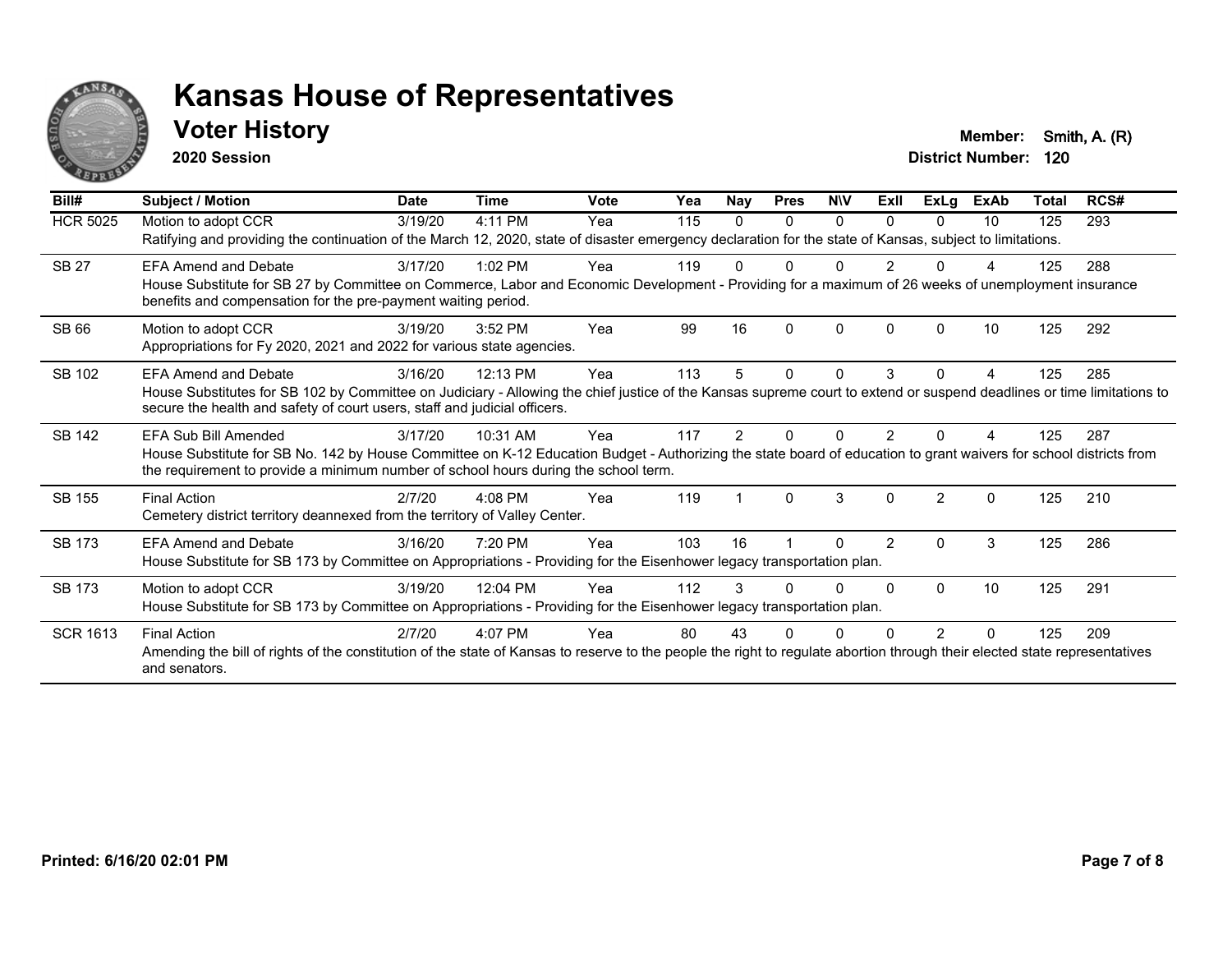# Kansas House of Representatives

## Voter History

**2020 Session**

**Member:** Smith, A. (R)
**District Number:** 120

| Bill# | Subject / Motion | Date | Time | Vote | Yea | Nay | Pres | N\V | ExII | ExLg | ExAb | Total | RCS# |
|---|---|---|---|---|---|---|---|---|---|---|---|---|---|
| HCR 5025 | Motion to adopt CCR | 3/19/20 | 4:11 PM | Yea | 115 | 0 | 0 | 0 | 0 | 0 | 10 | 125 | 293 |
| | Ratifying and providing the continuation of the March 12, 2020, state of disaster emergency declaration for the state of Kansas, subject to limitations. | | | | | | | | | | | | |
| SB 27 | EFA Amend and Debate | 3/17/20 | 1:02 PM | Yea | 119 | 0 | 0 | 0 | 2 | 0 | 4 | 125 | 288 |
| | House Substitute for SB 27 by Committee on Commerce, Labor and Economic Development - Providing for a maximum of 26 weeks of unemployment insurance benefits and compensation for the pre-payment waiting period. | | | | | | | | | | | | |
| SB 66 | Motion to adopt CCR | 3/19/20 | 3:52 PM | Yea | 99 | 16 | 0 | 0 | 0 | 0 | 10 | 125 | 292 |
| | Appropriations for Fy 2020, 2021 and 2022 for various state agencies. | | | | | | | | | | | | |
| SB 102 | EFA Amend and Debate | 3/16/20 | 12:13 PM | Yea | 113 | 5 | 0 | 0 | 3 | 0 | 4 | 125 | 285 |
| | House Substitutes for SB 102 by Committee on Judiciary - Allowing the chief justice of the Kansas supreme court to extend or suspend deadlines or time limitations to secure the health and safety of court users, staff and judicial officers. | | | | | | | | | | | | |
| SB 142 | EFA Sub Bill Amended | 3/17/20 | 10:31 AM | Yea | 117 | 2 | 0 | 0 | 2 | 0 | 4 | 125 | 287 |
| | House Substitute for SB No. 142 by House Committee on K-12 Education Budget - Authorizing the state board of education to grant waivers for school districts from the requirement to provide a minimum number of school hours during the school term. | | | | | | | | | | | | |
| SB 155 | Final Action | 2/7/20 | 4:08 PM | Yea | 119 | 1 | 0 | 3 | 0 | 2 | 0 | 125 | 210 |
| | Cemetery district territory deannexed from the territory of Valley Center. | | | | | | | | | | | | |
| SB 173 | EFA Amend and Debate | 3/16/20 | 7:20 PM | Yea | 103 | 16 | 1 | 0 | 2 | 0 | 3 | 125 | 286 |
| | House Substitute for SB 173 by Committee on Appropriations - Providing for the Eisenhower legacy transportation plan. | | | | | | | | | | | | |
| SB 173 | Motion to adopt CCR | 3/19/20 | 12:04 PM | Yea | 112 | 3 | 0 | 0 | 0 | 0 | 10 | 125 | 291 |
| | House Substitute for SB 173 by Committee on Appropriations - Providing for the Eisenhower legacy transportation plan. | | | | | | | | | | | | |
| SCR 1613 | Final Action | 2/7/20 | 4:07 PM | Yea | 80 | 43 | 0 | 0 | 0 | 2 | 0 | 125 | 209 |
| | Amending the bill of rights of the constitution of the state of Kansas to reserve to the people the right to regulate abortion through their elected state representatives and senators. | | | | | | | | | | | | |

**Printed: 6/16/20 02:01 PM**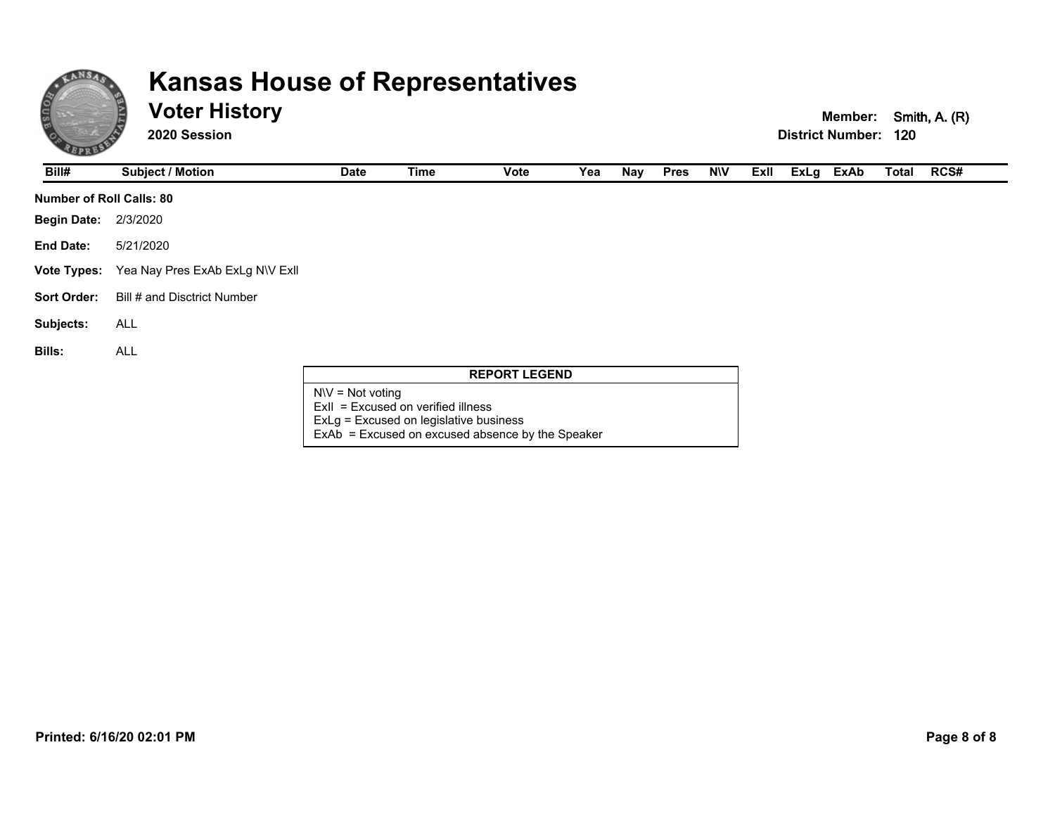# Kansas House of Representatives

## Voter History

**2020 Session**

**Member:** Smith, A. (R)
**District Number:** 120

| Bill# | Subject / Motion | Date | Time | Vote | Yea | Nay | Pres | N\V | ExIl | ExLg | ExAb | Total | RCS# |
|---|---|---|---|---|---|---|---|---|---|---|---|---|---|

**Number of Roll Calls: 80**

**Begin Date:** 2/3/2020

**End Date:** 5/21/2020

**Vote Types:** Yea Nay Pres ExAb ExLg N\V ExIl

**Sort Order:** Bill # and Disctrict Number

**Subjects:** ALL

**Bills:** ALL

| REPORT LEGEND |
|---|
| N\V = Not voting<br>ExIl = Excused on verified illness<br>ExLg = Excused on legislative business<br>ExAb = Excused on excused absence by the Speaker |

**Printed: 6/16/20 02:01 PM**